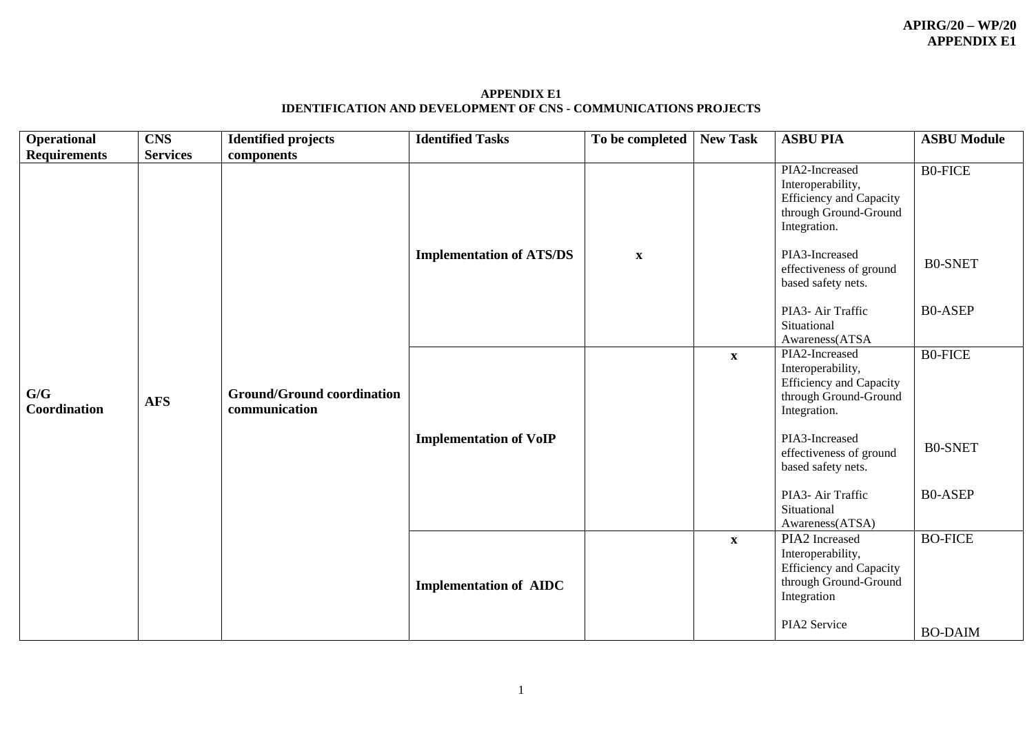**APPENDIX E1**
**IDENTIFICATION AND DEVELOPMENT OF CNS - COMMUNICATIONS PROJECTS**

| Operational Requirements | CNS Services | Identified projects components | Identified Tasks | To be completed | New Task | ASBU PIA | ASBU Module |
|---|---|---|---|---|---|---|---|
| **G/G Coordination** | **AFS** | **Ground/Ground coordination communication** | **Implementation of ATS/DS** | **x** | | PIA2-Increased Interoperability, Efficiency and Capacity through Ground-Ground Integration.<br><br>PIA3-Increased effectiveness of ground based safety nets.<br><br>PIA3- Air Traffic Situational Awareness(ATSA | B0-FICE<br><br>B0-SNET<br><br>B0-ASEP |
| | | | **Implementation of VoIP** | | **x** | PIA2-Increased Interoperability, Efficiency and Capacity through Ground-Ground Integration.<br><br>PIA3-Increased effectiveness of ground based safety nets.<br><br>PIA3- Air Traffic Situational Awareness(ATSA) | B0-FICE<br><br>B0-SNET<br><br>B0-ASEP |
| | | | **Implementation of AIDC** | | **x** | PIA2 Increased Interoperability, Efficiency and Capacity through Ground-Ground Integration<br><br>PIA2 Service | BO-FICE<br><br>BO-DAIM |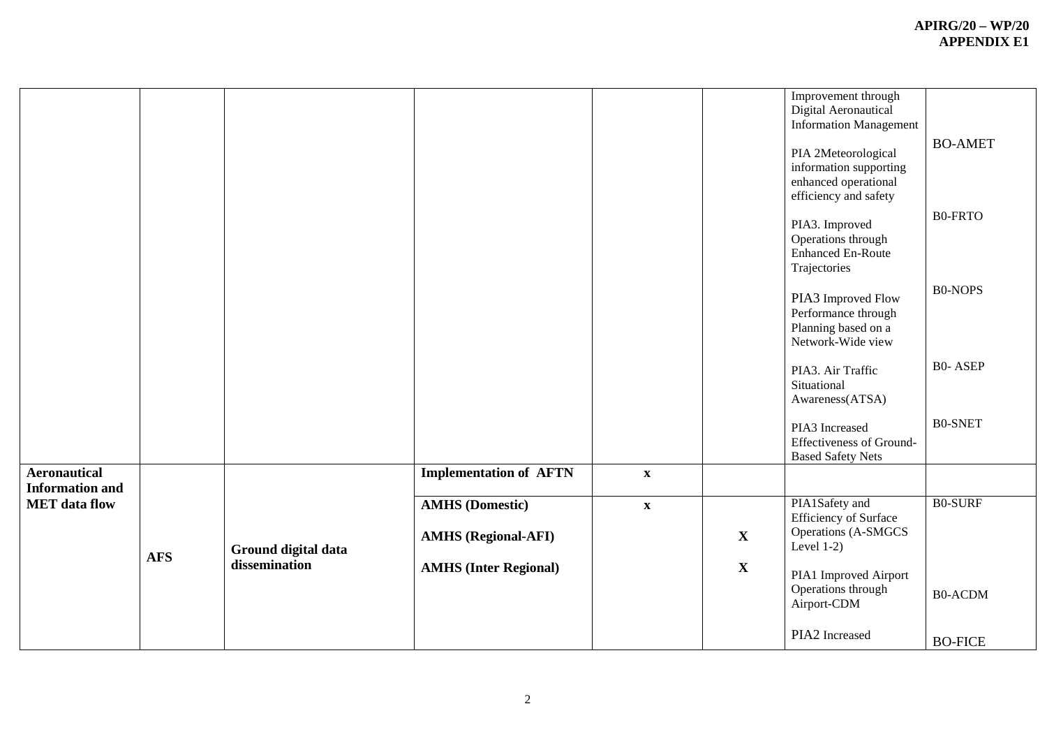| | | | | | | | |
|---|---|---|---|---|---|---|---|
| | | | | | | Improvement through Digital Aeronautical Information Management<br><br>PIA 2Meteorological information supporting enhanced operational efficiency and safety<br><br>PIA3. Improved Operations through Enhanced En-Route Trajectories<br><br>PIA3 Improved Flow Performance through Planning based on a Network-Wide view<br><br>PIA3. Air Traffic Situational Awareness(ATSA)<br><br>PIA3 Increased Effectiveness of Ground-Based Safety Nets | BO-AMET<br><br>B0-FRTO<br><br>B0-NOPS<br><br>B0- ASEP<br><br>B0-SNET |
| **Aeronautical Information and MET data flow** | **AFS** | **Ground digital data dissemination** | **Implementation of AFTN** | **x** | | | |
| | | | **AMHS (Domestic)**<br><br>**AMHS (Regional-AFI)**<br><br>**AMHS (Inter Regional)** | **x** | <br><br>**X**<br><br>**X** | PIA1Safety and Efficiency of Surface Operations (A-SMGCS Level 1-2)<br><br>PIA1 Improved Airport Operations through Airport-CDM<br><br>PIA2 Increased | B0-SURF<br><br>B0-ACDM<br><br>BO-FICE |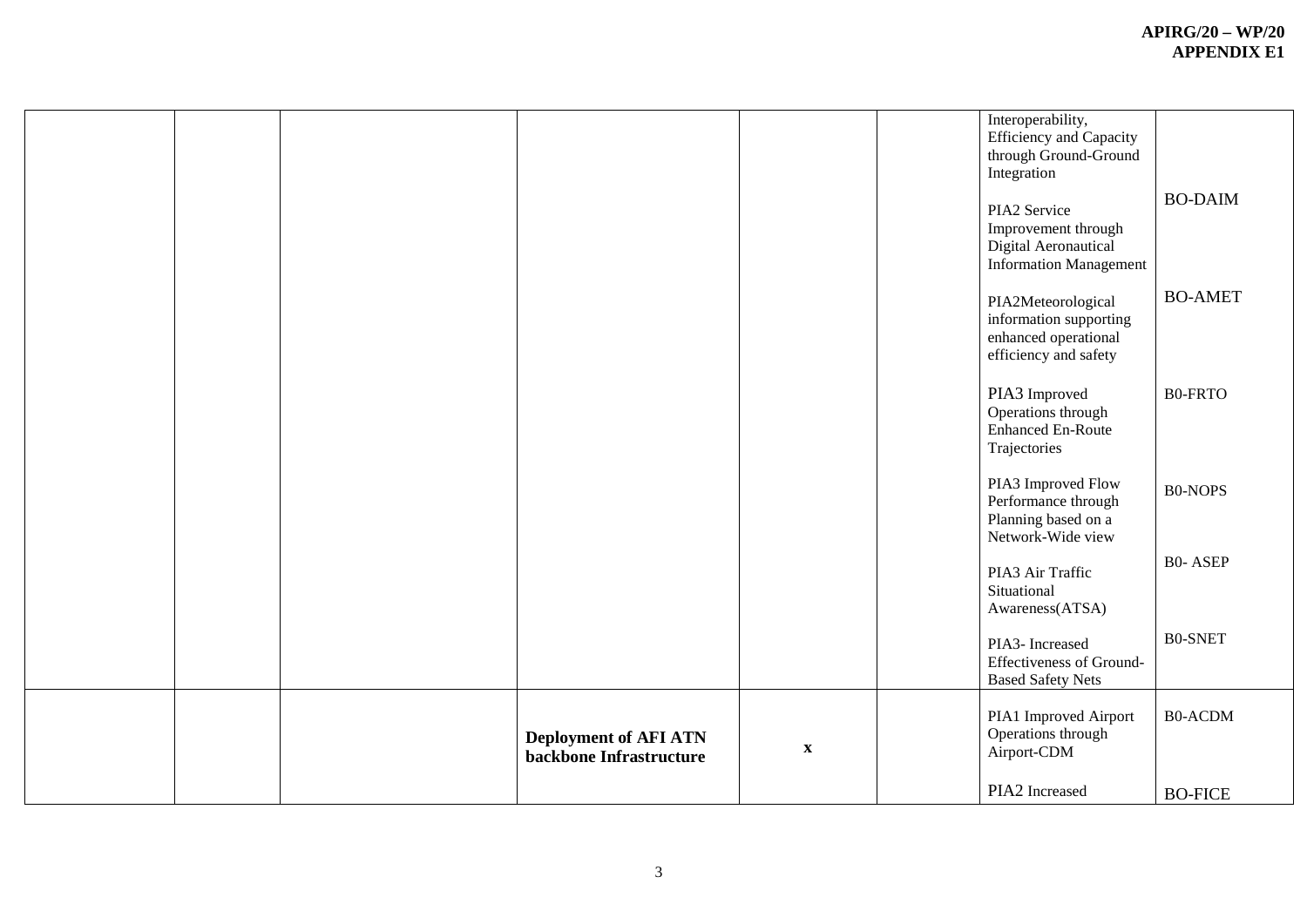| | | | | | | | |
|---|---|---|---|---|---|---|---|
| | | | | | | Interoperability, Efficiency and Capacity through Ground-Ground Integration<br><br>PIA2 Service Improvement through Digital Aeronautical Information Management<br><br>PIA2Meteorological information supporting enhanced operational efficiency and safety<br><br>PIA3 Improved Operations through Enhanced En-Route Trajectories<br><br>PIA3 Improved Flow Performance through Planning based on a Network-Wide view<br><br>PIA3 Air Traffic Situational Awareness(ATSA)<br><br>PIA3- Increased Effectiveness of Ground-Based Safety Nets | BO-DAIM<br><br>BO-AMET<br><br>B0-FRTO<br><br>B0-NOPS<br><br>B0- ASEP<br><br>B0-SNET |
| | | **Deployment of AFI ATN backbone Infrastructure** | **x** | | | PIA1 Improved Airport Operations through Airport-CDM<br><br>PIA2 Increased | B0-ACDM<br><br>BO-FICE |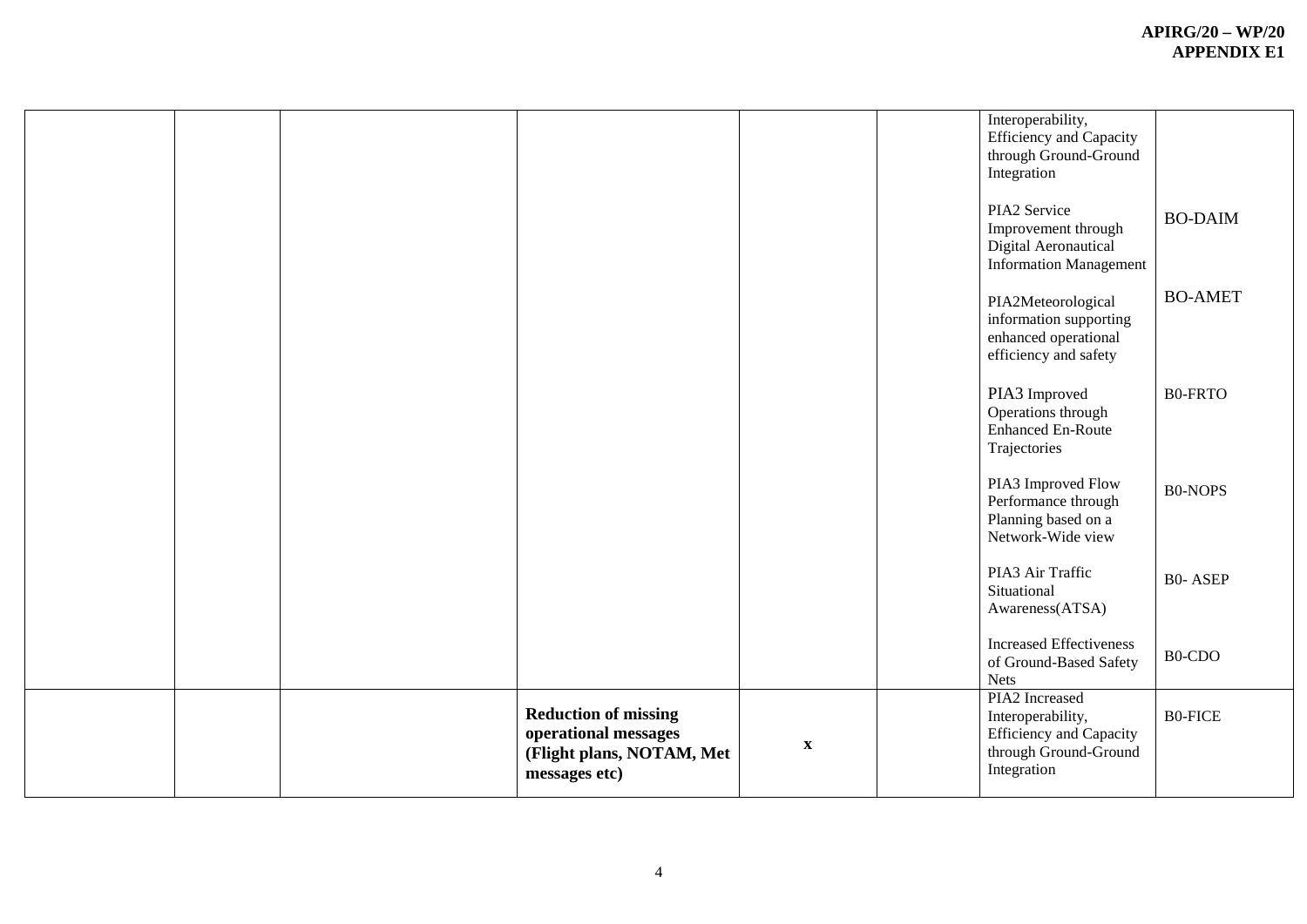| | | | | | | | |
|---|---|---|---|---|---|---|---|
| | | | | | | Interoperability, Efficiency and Capacity through Ground-Ground Integration<br><br>PIA2 Service Improvement through Digital Aeronautical Information Management<br><br>PIA2Meteorological information supporting enhanced operational efficiency and safety<br><br>PIA3 Improved Operations through Enhanced En-Route Trajectories<br><br>PIA3 Improved Flow Performance through Planning based on a Network-Wide view<br><br>PIA3 Air Traffic Situational Awareness(ATSA)<br><br>Increased Effectiveness of Ground-Based Safety Nets | BO-DAIM<br><br>BO-AMET<br><br>B0-FRTO<br><br>B0-NOPS<br><br>B0- ASEP<br><br>B0-CDO |
| | | | **Reduction of missing operational messages (Flight plans, NOTAM, Met messages etc)** | **x** | | PIA2 Increased Interoperability, Efficiency and Capacity through Ground-Ground Integration | B0-FICE |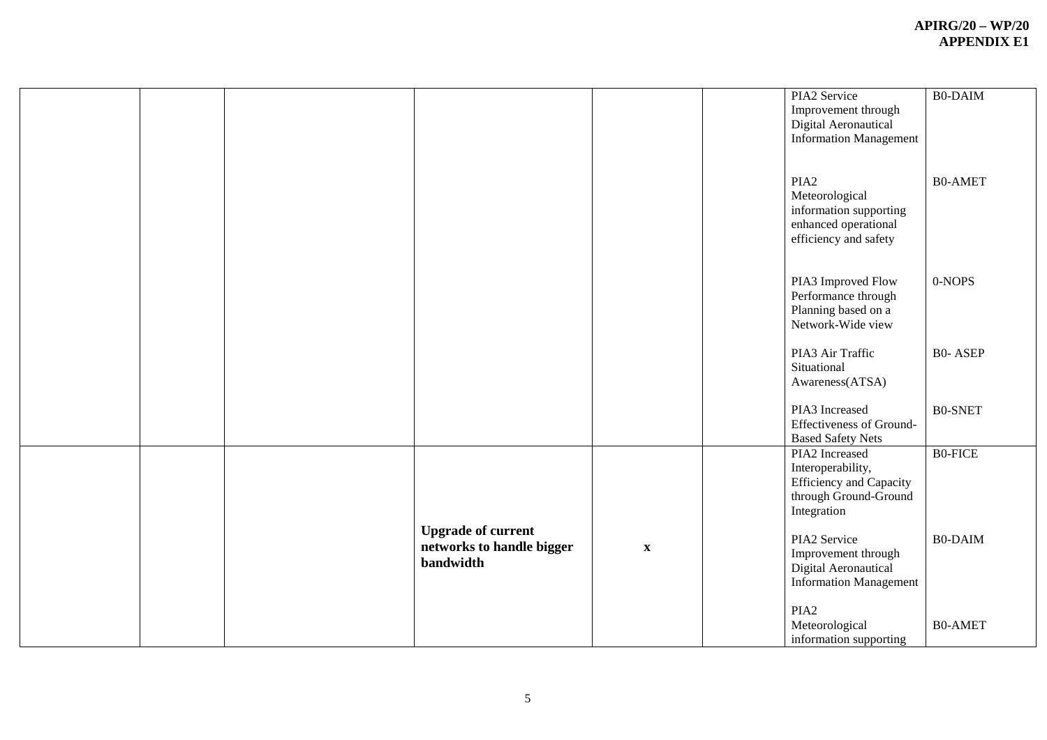| | | | | | | | |
|---|---|---|---|---|---|---|---|
| | | | | | | PIA2 Service Improvement through Digital Aeronautical Information Management<br><br>PIA2 Meteorological information supporting enhanced operational efficiency and safety<br><br>PIA3 Improved Flow Performance through Planning based on a Network-Wide view<br><br>PIA3 Air Traffic Situational Awareness(ATSA)<br><br>PIA3 Increased Effectiveness of Ground-Based Safety Nets | B0-DAIM<br><br>B0-AMET<br><br>0-NOPS<br><br>B0- ASEP<br><br>B0-SNET |
| | | | **Upgrade of current networks to handle bigger bandwidth** | **x** | | PIA2 Increased Interoperability, Efficiency and Capacity through Ground-Ground Integration<br><br>PIA2 Service Improvement through Digital Aeronautical Information Management<br><br>PIA2 Meteorological information supporting | B0-FICE<br><br>B0-DAIM<br><br>B0-AMET |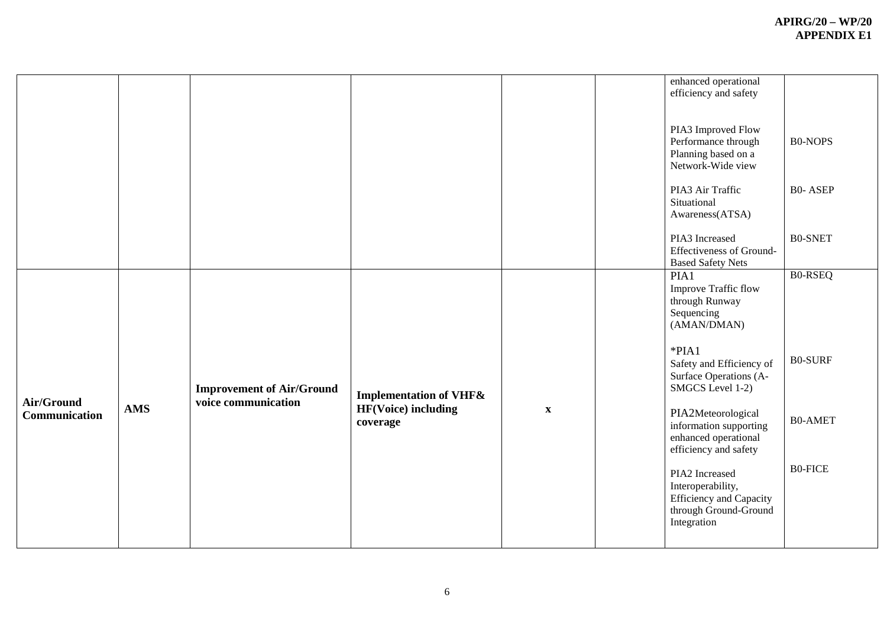| | | | | | | | |
|---|---|---|---|---|---|---|---|
| | | | | | | enhanced operational efficiency and safety<br><br>PIA3 Improved Flow Performance through Planning based on a Network-Wide view<br><br>PIA3 Air Traffic Situational Awareness(ATSA)<br><br>PIA3 Increased Effectiveness of Ground-Based Safety Nets | <br><br>B0-NOPS<br><br>B0- ASEP<br><br>B0-SNET |
| **Air/Ground Communication** | **AMS** | **Improvement of Air/Ground voice communication** | **Implementation of VHF& HF(Voice) including coverage** | **x** | | PIA1<br>Improve Traffic flow through Runway Sequencing (AMAN/DMAN)<br><br>*PIA1<br>Safety and Efficiency of Surface Operations (A-SMGCS Level 1-2)<br><br>PIA2Meteorological information supporting enhanced operational efficiency and safety<br><br>PIA2 Increased Interoperability, Efficiency and Capacity through Ground-Ground Integration | B0-RSEQ<br><br>B0-SURF<br><br>B0-AMET<br><br>B0-FICE |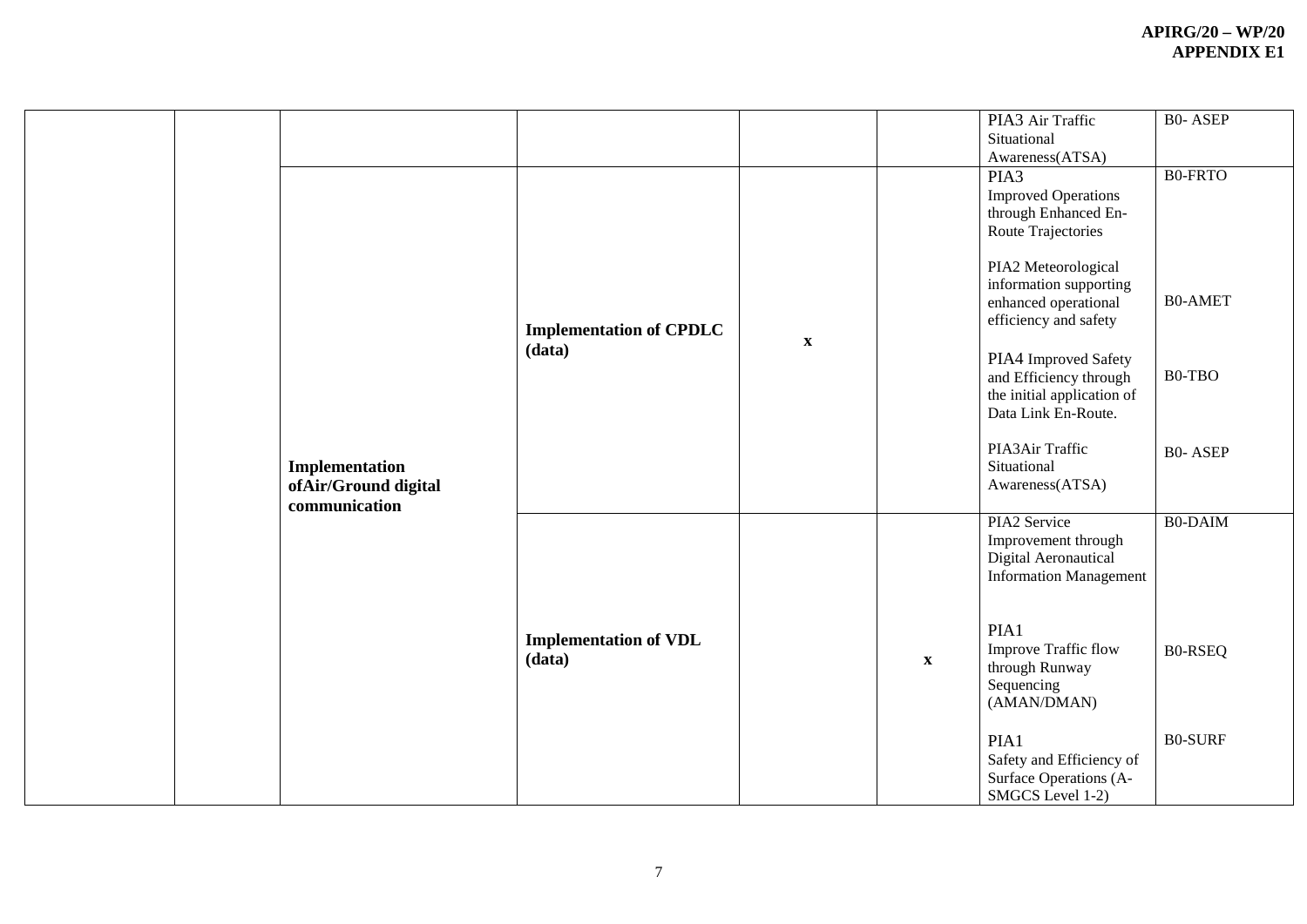| | | | | | | | |
|---|---|---|---|---|---|---|---|
| | | | | | | PIA3 Air Traffic Situational Awareness(ATSA) | B0- ASEP |
| | | Implementation ofAir/Ground digital communication | **Implementation of CPDLC (data)** | **x** | | PIA3 Improved Operations through Enhanced En-Route Trajectories<br><br>PIA2 Meteorological information supporting enhanced operational efficiency and safety<br><br>PIA4 Improved Safety and Efficiency through the initial application of Data Link En-Route.<br><br>PIA3Air Traffic Situational Awareness(ATSA) | B0-FRTO<br><br>B0-AMET<br><br>B0-TBO<br><br>B0- ASEP |
| | | | **Implementation of VDL (data)** | | **x** | PIA2 Service Improvement through Digital Aeronautical Information Management<br><br>PIA1 Improve Traffic flow through Runway Sequencing (AMAN/DMAN)<br><br>PIA1 Safety and Efficiency of Surface Operations (A-SMGCS Level 1-2) | B0-DAIM<br><br>B0-RSEQ<br><br>B0-SURF |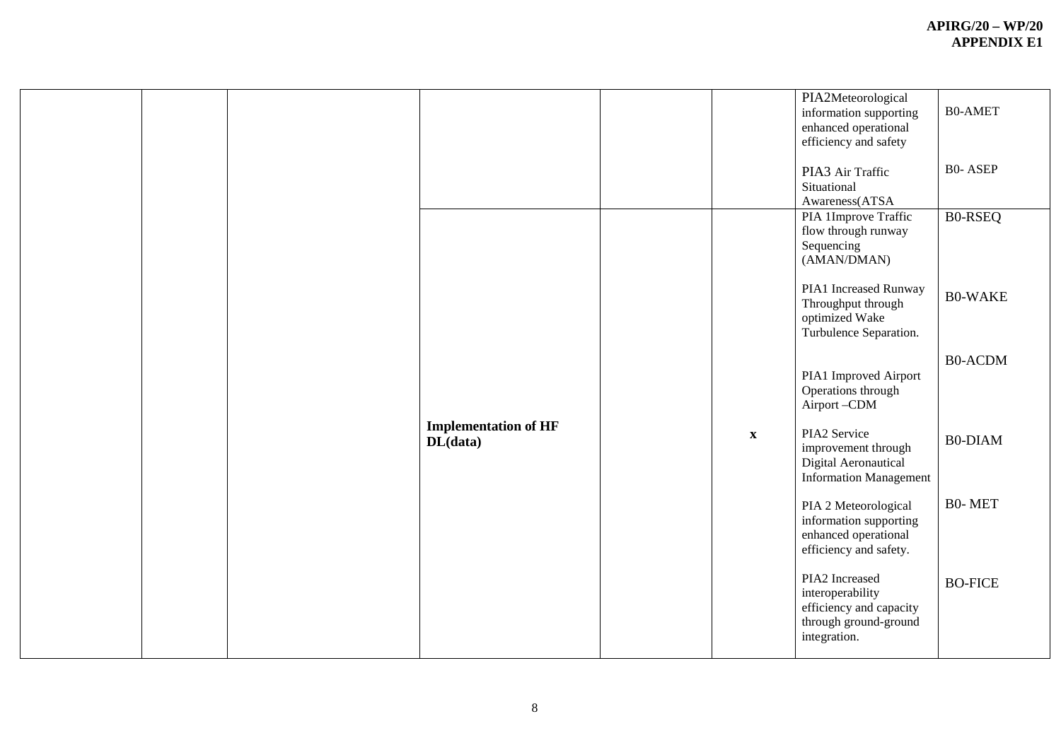| | | | | | | | |
|---|---|---|---|---|---|---|---|
| | | | | | | PIA2Meteorological information supporting enhanced operational efficiency and safety<br><br>PIA3 Air Traffic Situational Awareness(ATSA | B0-AMET<br><br>B0- ASEP |
| | | | **Implementation of HF DL(data)** | | x | PIA 1Improve Traffic flow through runway Sequencing (AMAN/DMAN)<br><br>PIA1 Increased Runway Throughput through optimized Wake Turbulence Separation.<br><br>PIA1 Improved Airport Operations through Airport –CDM<br><br>PIA2 Service improvement through Digital Aeronautical Information Management<br><br>PIA 2 Meteorological information supporting enhanced operational efficiency and safety.<br><br>PIA2 Increased interoperability efficiency and capacity through ground-ground integration. | B0-RSEQ<br><br>B0-WAKE<br><br>B0-ACDM<br><br>B0-DIAM<br><br>B0- MET<br><br>BO-FICE |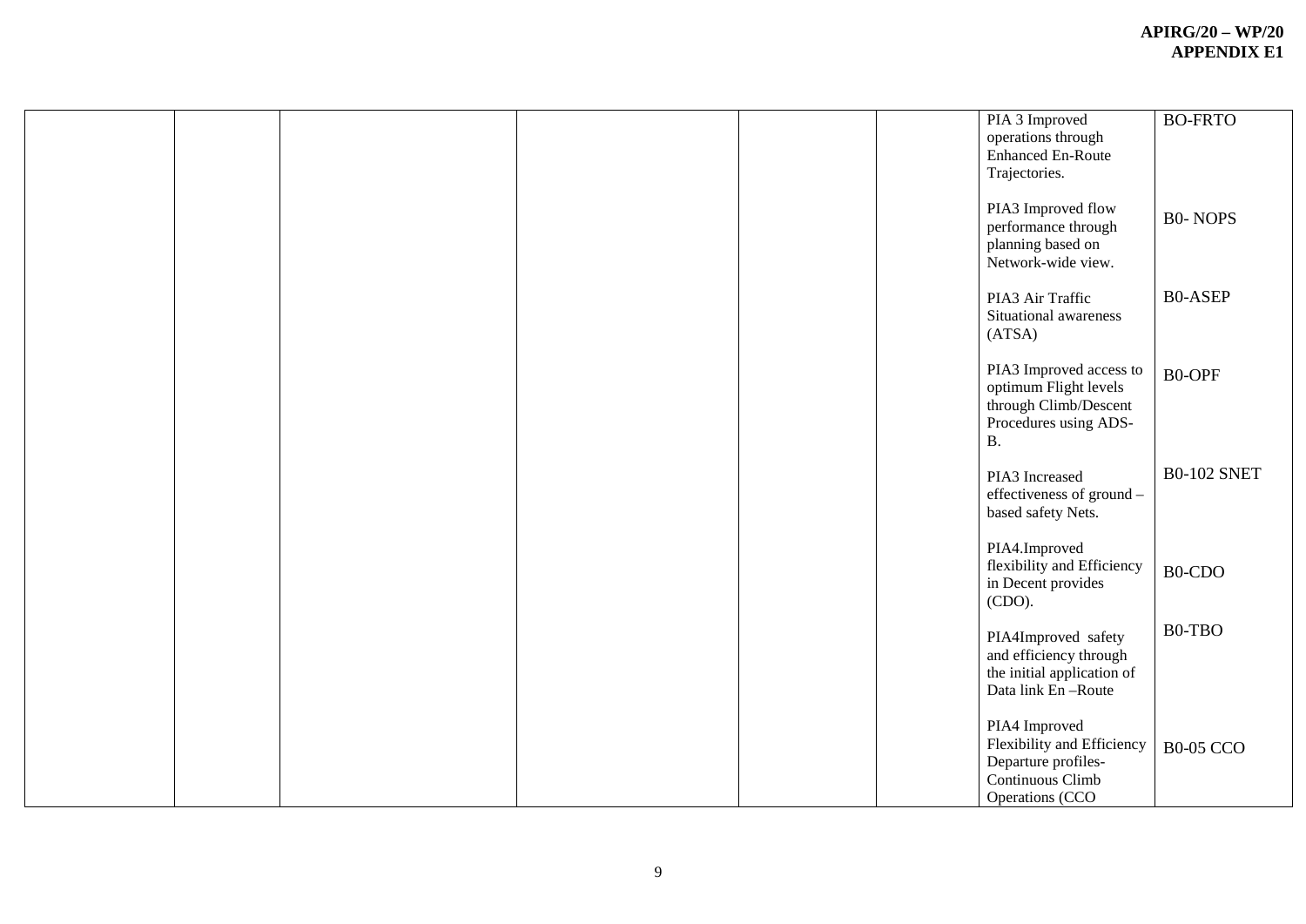| | | | | | | | |
|---|---|---|---|---|---|---|---|
| | | | | | | PIA 3 Improved operations through Enhanced En-Route Trajectories.<br><br>PIA3 Improved flow performance through planning based on Network-wide view.<br><br>PIA3 Air Traffic Situational awareness (ATSA)<br><br>PIA3 Improved access to optimum Flight levels through Climb/Descent Procedures using ADS-B.<br><br>PIA3 Increased effectiveness of ground – based safety Nets.<br><br>PIA4.Improved flexibility and Efficiency in Decent provides (CDO).<br><br>PIA4Improved safety and efficiency through the initial application of Data link En –Route<br><br>PIA4 Improved Flexibility and Efficiency Departure profiles- Continuous Climb Operations (CCO | BO-FRTO<br><br>B0- NOPS<br><br>B0-ASEP<br><br>B0-OPF<br><br>B0-102 SNET<br><br>B0-CDO<br><br>B0-TBO<br><br>B0-05 CCO |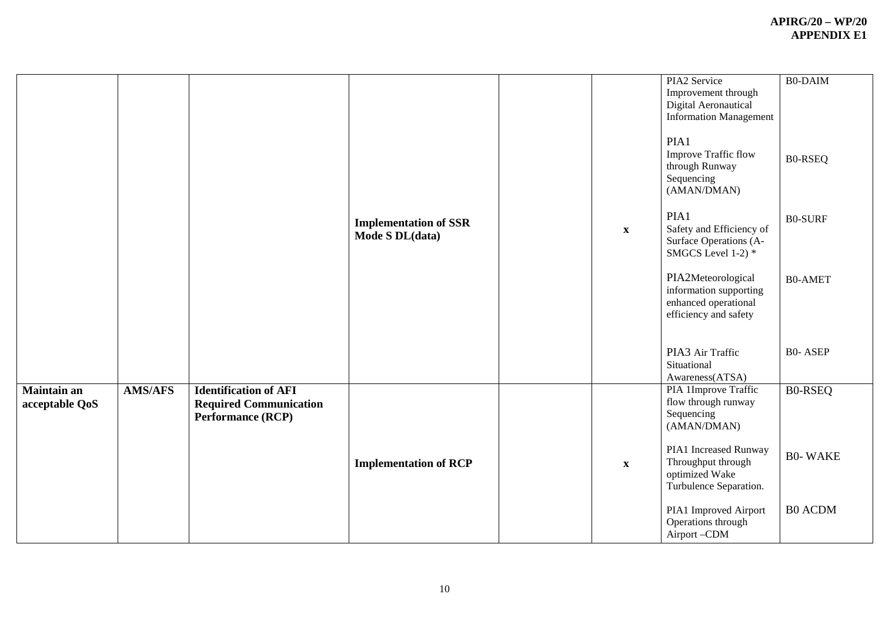| | | | | | | | |
|---|---|---|---|---|---|---|---|
| | | | **Implementation of SSR Mode S DL(data)** | | x | PIA2 Service Improvement through Digital Aeronautical Information Management<br><br>PIA1 Improve Traffic flow through Runway Sequencing (AMAN/DMAN)<br><br>PIA1 Safety and Efficiency of Surface Operations (A-SMGCS Level 1-2) *<br><br>PIA2Meteorological information supporting enhanced operational efficiency and safety<br><br>PIA3 Air Traffic Situational Awareness(ATSA) | B0-DAIM<br><br>B0-RSEQ<br><br>B0-SURF<br><br>B0-AMET<br><br>B0- ASEP |
| **Maintain an acceptable QoS** | **AMS/AFS** | **Identification of AFI Required Communication Performance (RCP)** | **Implementation of RCP** | | x | PIA 1Improve Traffic flow through runway Sequencing (AMAN/DMAN)<br><br>PIA1 Increased Runway Throughput through optimized Wake Turbulence Separation.<br><br>PIA1 Improved Airport Operations through Airport –CDM | B0-RSEQ<br><br>B0- WAKE<br><br>B0 ACDM |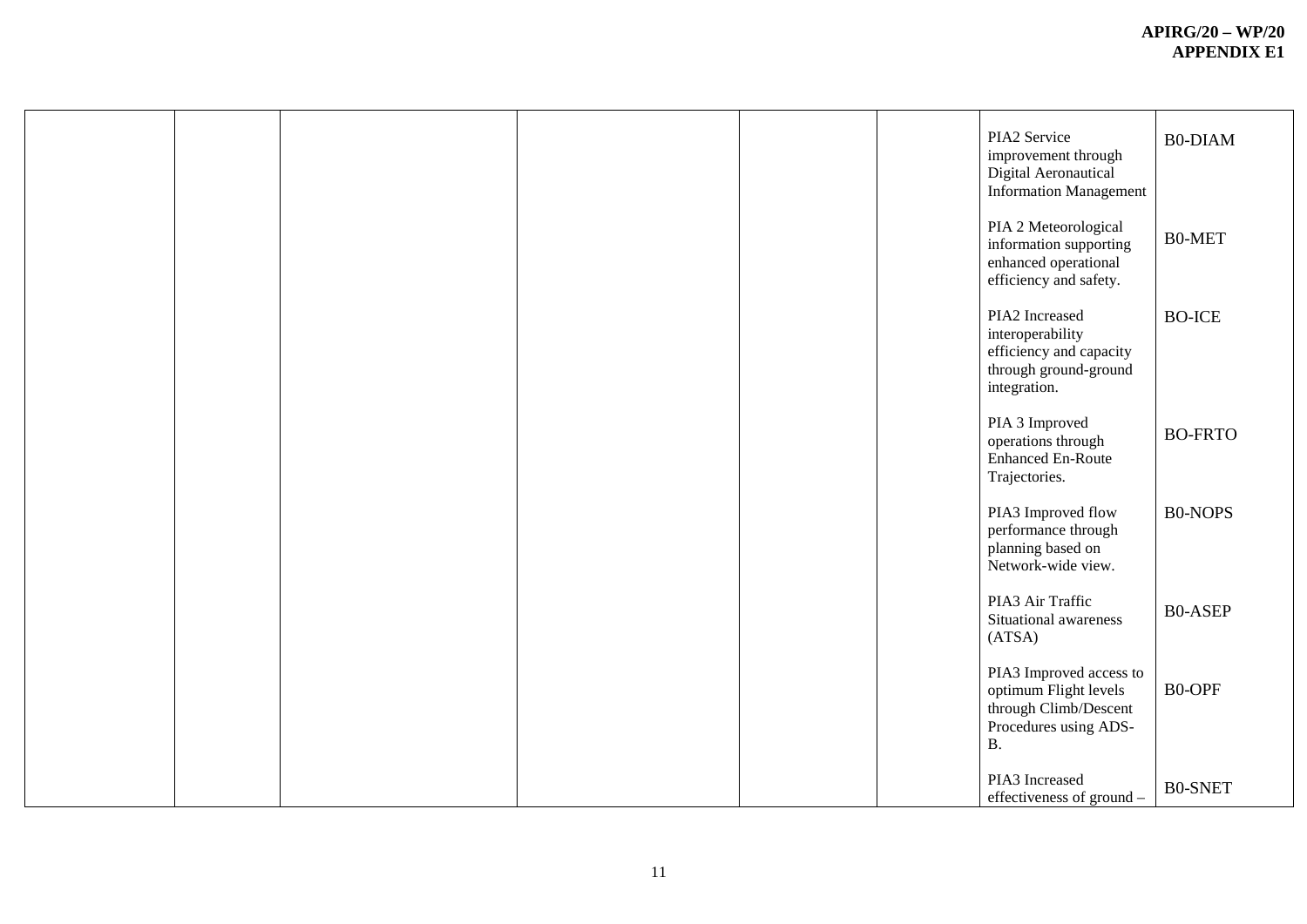| | | | | | | | |
|---|---|---|---|---|---|---|---|
| | | | | | | PIA2 Service improvement through Digital Aeronautical Information Management | B0-DIAM |
| | | | | | | PIA 2 Meteorological information supporting enhanced operational efficiency and safety. | B0-MET |
| | | | | | | PIA2 Increased interoperability efficiency and capacity through ground-ground integration. | BO-ICE |
| | | | | | | PIA 3 Improved operations through Enhanced En-Route Trajectories. | BO-FRTO |
| | | | | | | PIA3 Improved flow performance through planning based on Network-wide view. | B0-NOPS |
| | | | | | | PIA3 Air Traffic Situational awareness (ATSA) | B0-ASEP |
| | | | | | | PIA3 Improved access to optimum Flight levels through Climb/Descent Procedures using ADS-B. | B0-OPF |
| | | | | | | PIA3 Increased effectiveness of ground – | B0-SNET |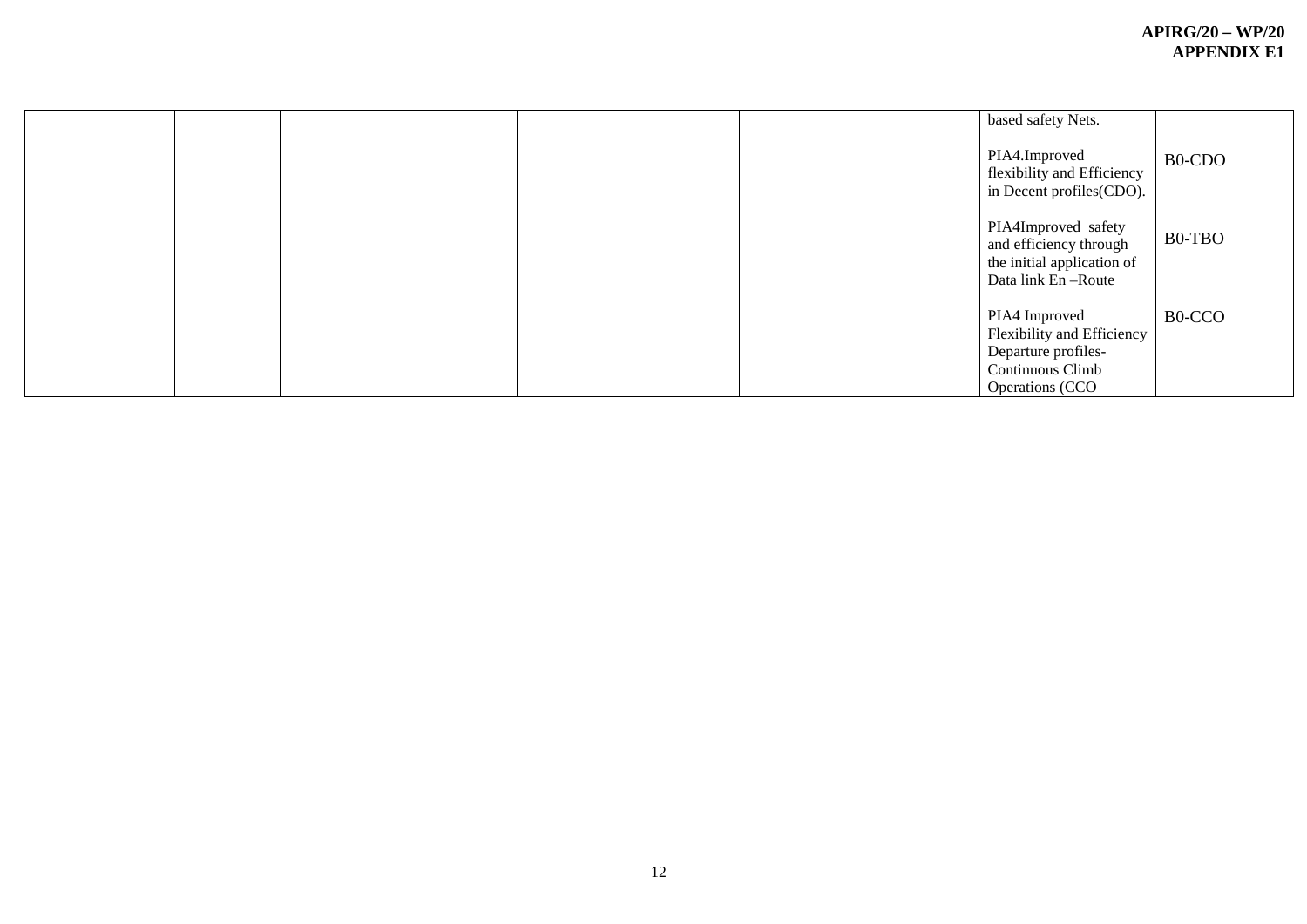| | | | | | | | |
|---|---|---|---|---|---|---|---|
| | | | | | | based safety Nets.<br><br>PIA4.Improved flexibility and Efficiency in Decent profiles(CDO). | B0-CDO |
| | | | | | | PIA4Improved safety and efficiency through the initial application of Data link En –Route | B0-TBO |
| | | | | | | PIA4 Improved Flexibility and Efficiency Departure profiles- Continuous Climb Operations (CCO | B0-CCO |